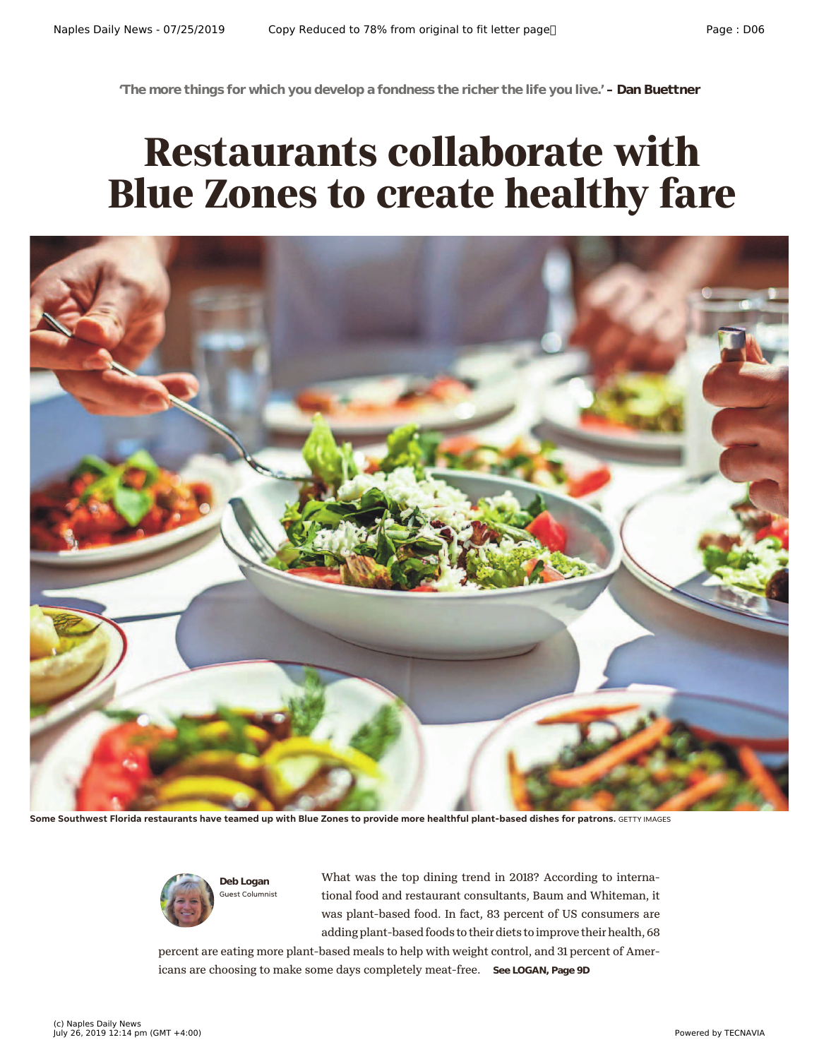'The more things for which you develop a fondness the richer the life you live.' – **Dan Buettner**

# Restaurants collaborate with Blue Zones to create healthy fare

Some Southwest Florida restaurants have teamed up with Blue Zones to provide more healthful plant-based dishes for patrons. GETTY IMAGES

**Deb Logan**
Guest Columnist

What was the top dining trend in 2018? According to international food and restaurant consultants, Baum and Whiteman, it was plant-based food. In fact, 83 percent of US consumers are adding plant-based foods to their diets to improve their health, 68 percent are eating more plant-based meals to help with weight control, and 31 percent of Americans are choosing to make some days completely meat-free. **See LOGAN, Page 9D**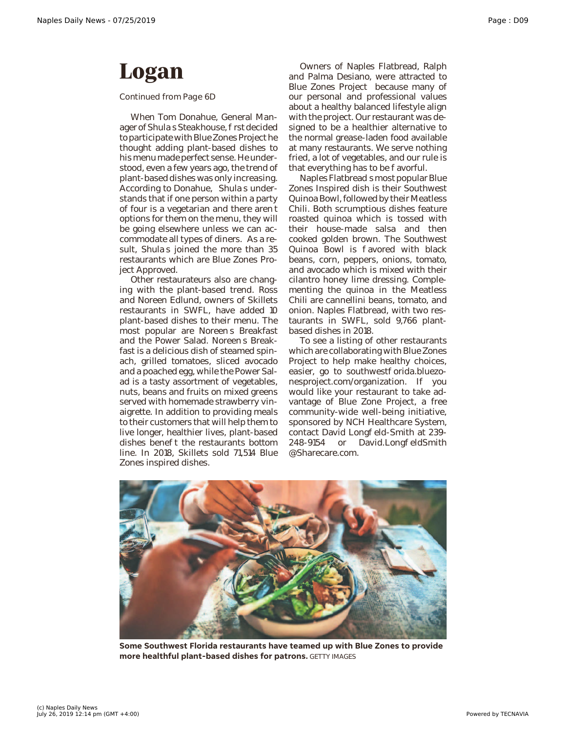# Logan

Continued from Page 6D

When Tom Donahue, General Manager of Shula s Steakhouse, f rst decided to participate with Blue Zones Project he thought adding plant-based dishes to his menu made perfect sense. He understood, even a few years ago, the trend of plant-based dishes was only increasing. According to Donahue, Shula s understands that if one person within a party of four is a vegetarian and there aren t options for them on the menu, they will be going elsewhere unless we can accommodate all types of diners. As a result, Shula s joined the more than 35 restaurants which are Blue Zones Project Approved.

Other restaurateurs also are changing with the plant-based trend. Ross and Noreen Edlund, owners of Skillets restaurants in SWFL, have added 10 plant-based dishes to their menu. The most popular are Noreen s Breakfast and the Power Salad. Noreen s Breakfast is a delicious dish of steamed spinach, grilled tomatoes, sliced avocado and a poached egg, while the Power Salad is a tasty assortment of vegetables, nuts, beans and fruits on mixed greens served with homemade strawberry vinaigrette. In addition to providing meals to their customers that will help them to live longer, healthier lives, plant-based dishes benef t the restaurants bottom line. In 2018, Skillets sold 71,514 Blue Zones inspired dishes.

Owners of Naples Flatbread, Ralph and Palma Desiano, were attracted to Blue Zones Project because many of our personal and professional values about a healthy balanced lifestyle align with the project. Our restaurant was designed to be a healthier alternative to the normal grease-laden food available at many restaurants. We serve nothing fried, a lot of vegetables, and our rule is that everything has to be f avorful.

Naples Flatbread s most popular Blue Zones Inspired dish is their Southwest Quinoa Bowl, followed by their Meatless Chili. Both scrumptious dishes feature roasted quinoa which is tossed with their house-made salsa and then cooked golden brown. The Southwest Quinoa Bowl is f avored with black beans, corn, peppers, onions, tomato, and avocado which is mixed with their cilantro honey lime dressing. Complementing the quinoa in the Meatless Chili are cannellini beans, tomato, and onion. Naples Flatbread, with two restaurants in SWFL, sold 9,766 plant-based dishes in 2018.

To see a listing of other restaurants which are collaborating with Blue Zones Project to help make healthy choices, easier, go to southwestf orida.bluezonesproject.com/organization. If you would like your restaurant to take advantage of Blue Zone Project, a free community-wide well-being initiative, sponsored by NCH Healthcare System, contact David Longf eld-Smith at 239-248-9154 or David.Longf eldSmith @Sharecare.com.

**Some Southwest Florida restaurants have teamed up with Blue Zones to provide more healthful plant-based dishes for patrons.** GETTY IMAGES